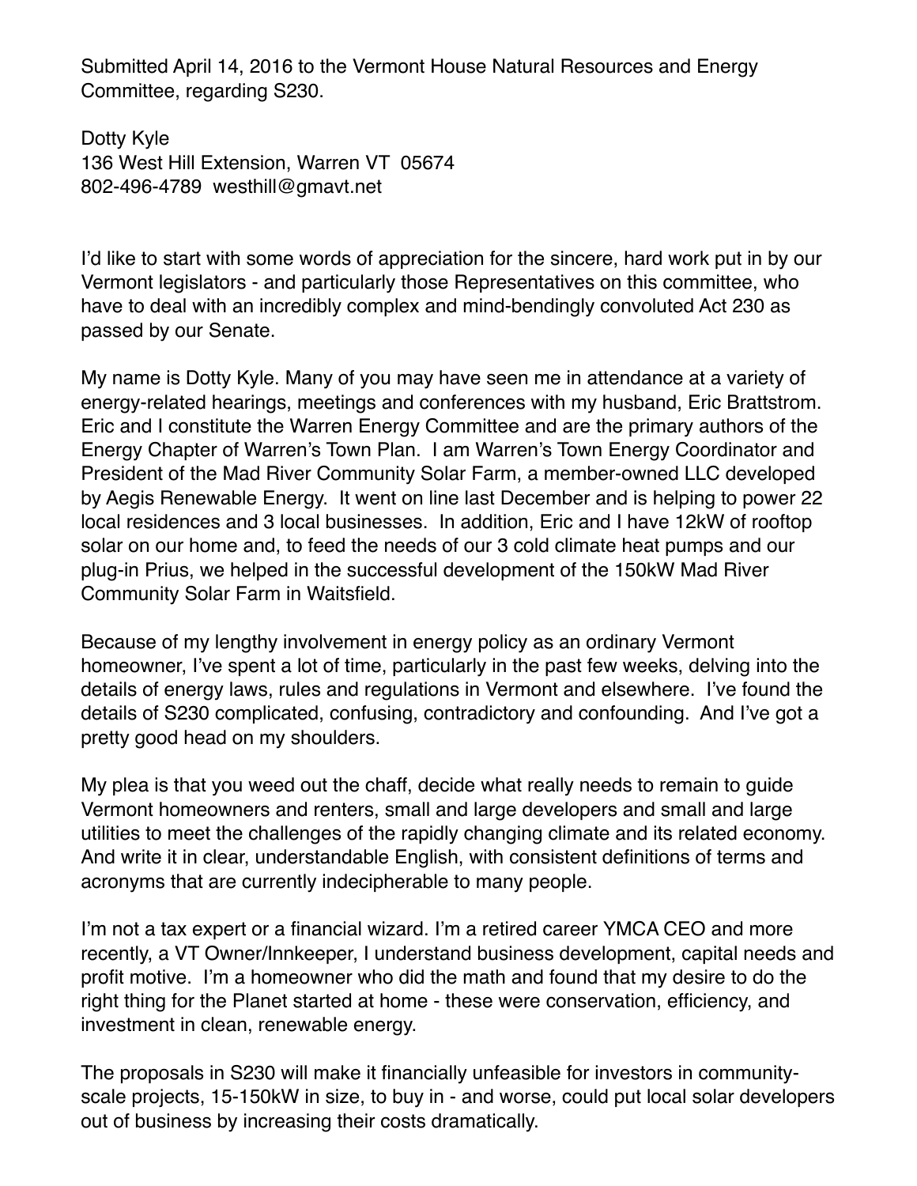Submitted April 14, 2016 to the Vermont House Natural Resources and Energy Committee, regarding S230.

Dotty Kyle
136 West Hill Extension, Warren VT 05674
802-496-4789 westhill@gmavt.net

I'd like to start with some words of appreciation for the sincere, hard work put in by our Vermont legislators - and particularly those Representatives on this committee, who have to deal with an incredibly complex and mind-bendingly convoluted Act 230 as passed by our Senate.

My name is Dotty Kyle. Many of you may have seen me in attendance at a variety of energy-related hearings, meetings and conferences with my husband, Eric Brattstrom. Eric and I constitute the Warren Energy Committee and are the primary authors of the Energy Chapter of Warren's Town Plan. I am Warren's Town Energy Coordinator and President of the Mad River Community Solar Farm, a member-owned LLC developed by Aegis Renewable Energy. It went on line last December and is helping to power 22 local residences and 3 local businesses. In addition, Eric and I have 12kW of rooftop solar on our home and, to feed the needs of our 3 cold climate heat pumps and our plug-in Prius, we helped in the successful development of the 150kW Mad River Community Solar Farm in Waitsfield.

Because of my lengthy involvement in energy policy as an ordinary Vermont homeowner, I've spent a lot of time, particularly in the past few weeks, delving into the details of energy laws, rules and regulations in Vermont and elsewhere. I've found the details of S230 complicated, confusing, contradictory and confounding. And I've got a pretty good head on my shoulders.

My plea is that you weed out the chaff, decide what really needs to remain to guide Vermont homeowners and renters, small and large developers and small and large utilities to meet the challenges of the rapidly changing climate and its related economy. And write it in clear, understandable English, with consistent definitions of terms and acronyms that are currently indecipherable to many people.

I'm not a tax expert or a financial wizard. I'm a retired career YMCA CEO and more recently, a VT Owner/Innkeeper, I understand business development, capital needs and profit motive. I'm a homeowner who did the math and found that my desire to do the right thing for the Planet started at home - these were conservation, efficiency, and investment in clean, renewable energy.

The proposals in S230 will make it financially unfeasible for investors in community-scale projects, 15-150kW in size, to buy in - and worse, could put local solar developers out of business by increasing their costs dramatically.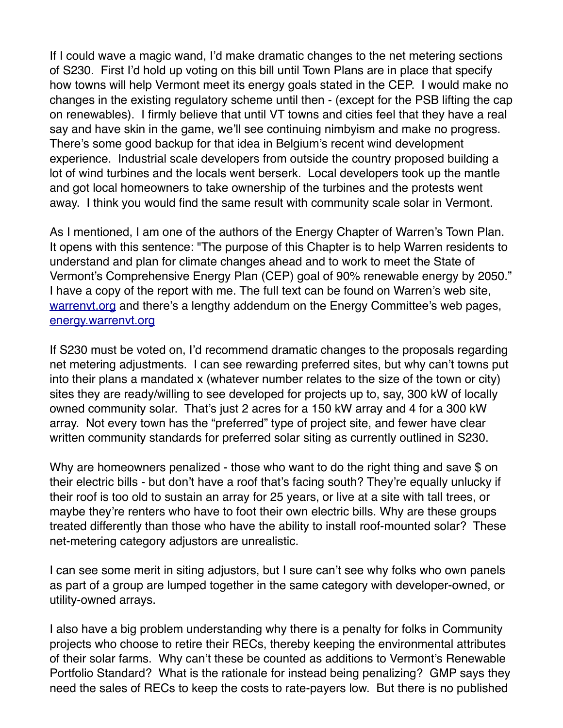If I could wave a magic wand, I'd make dramatic changes to the net metering sections of S230. First I'd hold up voting on this bill until Town Plans are in place that specify how towns will help Vermont meet its energy goals stated in the CEP. I would make no changes in the existing regulatory scheme until then - (except for the PSB lifting the cap on renewables). I firmly believe that until VT towns and cities feel that they have a real say and have skin in the game, we'll see continuing nimbyism and make no progress. There's some good backup for that idea in Belgium's recent wind development experience. Industrial scale developers from outside the country proposed building a lot of wind turbines and the locals went berserk. Local developers took up the mantle and got local homeowners to take ownership of the turbines and the protests went away. I think you would find the same result with community scale solar in Vermont.

As I mentioned, I am one of the authors of the Energy Chapter of Warren's Town Plan. It opens with this sentence: "The purpose of this Chapter is to help Warren residents to understand and plan for climate changes ahead and to work to meet the State of Vermont's Comprehensive Energy Plan (CEP) goal of 90% renewable energy by 2050." I have a copy of the report with me. The full text can be found on Warren's web site, [warrenvt.org](warrenvt.org) and there's a lengthy addendum on the Energy Committee's web pages, [energy.warrenvt.org](energy.warrenvt.org)

If S230 must be voted on, I'd recommend dramatic changes to the proposals regarding net metering adjustments. I can see rewarding preferred sites, but why can't towns put into their plans a mandated x (whatever number relates to the size of the town or city) sites they are ready/willing to see developed for projects up to, say, 300 kW of locally owned community solar. That's just 2 acres for a 150 kW array and 4 for a 300 kW array. Not every town has the "preferred" type of project site, and fewer have clear written community standards for preferred solar siting as currently outlined in S230.

Why are homeowners penalized - those who want to do the right thing and save $ on their electric bills - but don't have a roof that's facing south? They're equally unlucky if their roof is too old to sustain an array for 25 years, or live at a site with tall trees, or maybe they're renters who have to foot their own electric bills. Why are these groups treated differently than those who have the ability to install roof-mounted solar? These net-metering category adjustors are unrealistic.

I can see some merit in siting adjustors, but I sure can't see why folks who own panels as part of a group are lumped together in the same category with developer-owned, or utility-owned arrays.

I also have a big problem understanding why there is a penalty for folks in Community projects who choose to retire their RECs, thereby keeping the environmental attributes of their solar farms. Why can't these be counted as additions to Vermont's Renewable Portfolio Standard? What is the rationale for instead being penalizing? GMP says they need the sales of RECs to keep the costs to rate-payers low. But there is no published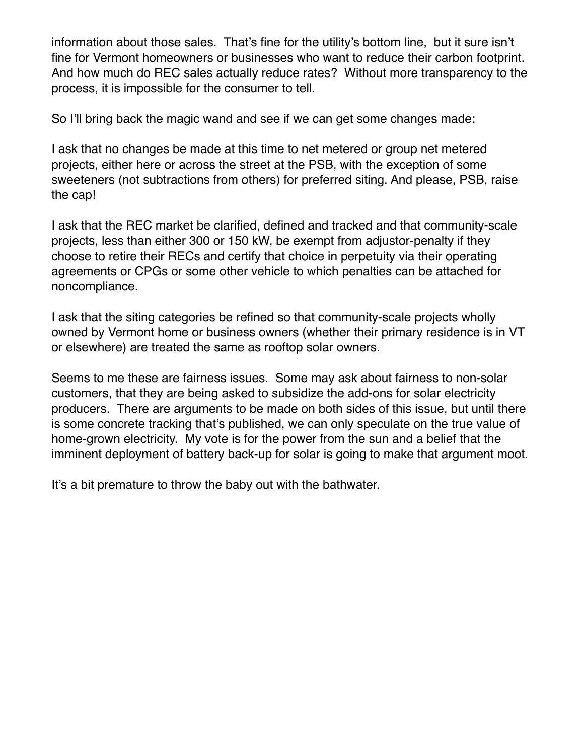information about those sales. That's fine for the utility's bottom line, but it sure isn't fine for Vermont homeowners or businesses who want to reduce their carbon footprint. And how much do REC sales actually reduce rates? Without more transparency to the process, it is impossible for the consumer to tell.

So I'll bring back the magic wand and see if we can get some changes made:

I ask that no changes be made at this time to net metered or group net metered projects, either here or across the street at the PSB, with the exception of some sweeteners (not subtractions from others) for preferred siting. And please, PSB, raise the cap!

I ask that the REC market be clarified, defined and tracked and that community-scale projects, less than either 300 or 150 kW, be exempt from adjustor-penalty if they choose to retire their RECs and certify that choice in perpetuity via their operating agreements or CPGs or some other vehicle to which penalties can be attached for noncompliance.

I ask that the siting categories be refined so that community-scale projects wholly owned by Vermont home or business owners (whether their primary residence is in VT or elsewhere) are treated the same as rooftop solar owners.

Seems to me these are fairness issues. Some may ask about fairness to non-solar customers, that they are being asked to subsidize the add-ons for solar electricity producers. There are arguments to be made on both sides of this issue, but until there is some concrete tracking that's published, we can only speculate on the true value of home-grown electricity. My vote is for the power from the sun and a belief that the imminent deployment of battery back-up for solar is going to make that argument moot.

It's a bit premature to throw the baby out with the bathwater.